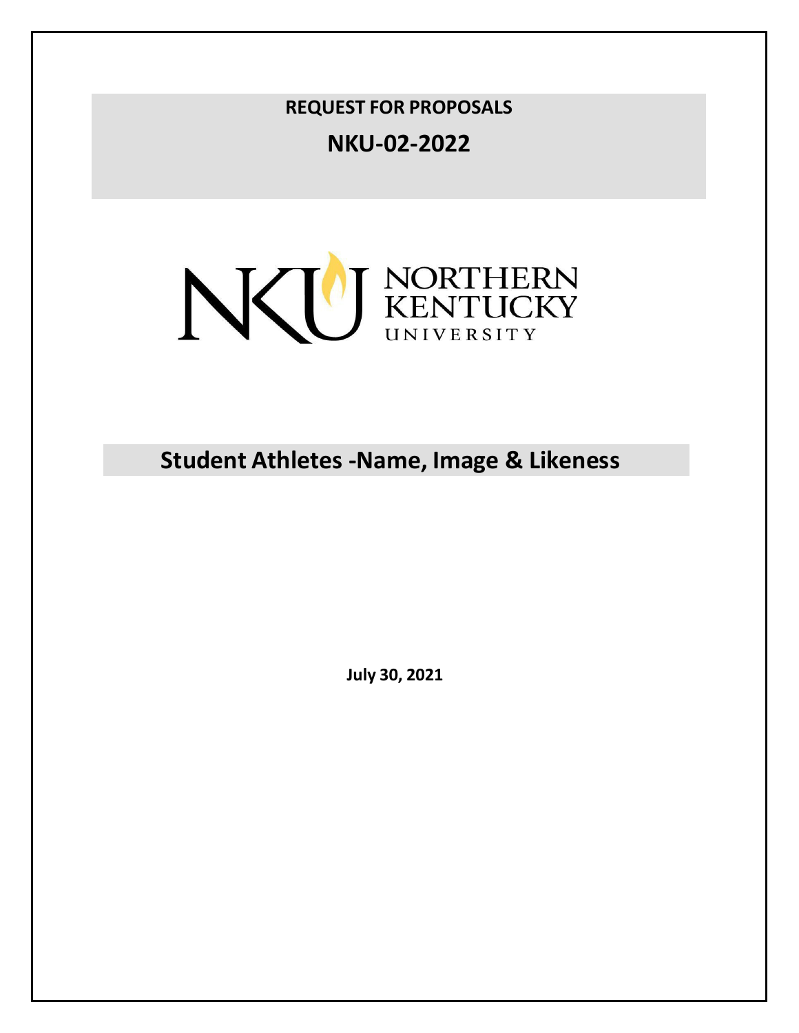**REQUEST FOR PROPOSALS**

# NKU-02-2022

NORTHERN KENTUCKY UNIVERSITY

# Student Athletes -Name, Image & Likeness

**July 30, 2021**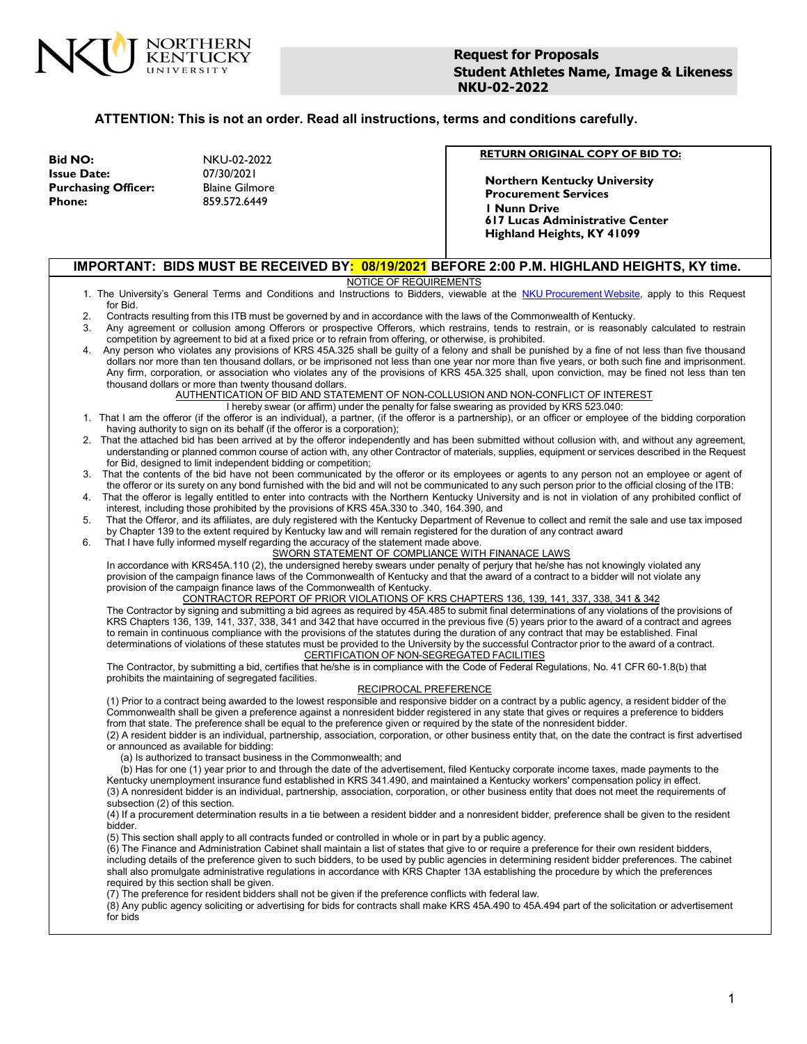**NORTHERN KENTUCKY UNIVERSITY**

# Request for Proposals
# Student Athletes Name, Image & Likeness
# NKU-02-2022

**ATTENTION: This is not an order. Read all instructions, terms and conditions carefully.**

**Bid NO:** NKU-02-2022
**Issue Date:** 07/30/2021
**Purchasing Officer:** Blaine Gilmore
**Phone:** 859.572.6449

**RETURN ORIGINAL COPY OF BID TO:**

**Northern Kentucky University**
**Procurement Services**
**1 Nunn Drive**
**617 Lucas Administrative Center**
**Highland Heights, KY 41099**

## IMPORTANT: BIDS MUST BE RECEIVED BY: 08/19/2021 BEFORE 2:00 P.M. HIGHLAND HEIGHTS, KY time.

### NOTICE OF REQUIREMENTS

1. The University's General Terms and Conditions and Instructions to Bidders, viewable at the NKU Procurement Website, apply to this Request for Bid.
2. Contracts resulting from this ITB must be governed by and in accordance with the laws of the Commonwealth of Kentucky.
3. Any agreement or collusion among Offerors or prospective Offerors, which restrains, tends to restrain, or is reasonably calculated to restrain competition by agreement to bid at a fixed price or to refrain from offering, or otherwise, is prohibited.
4. Any person who violates any provisions of KRS 45A.325 shall be guilty of a felony and shall be punished by a fine of not less than five thousand dollars nor more than ten thousand dollars, or be imprisoned not less than one year nor more than five years, or both such fine and imprisonment. Any firm, corporation, or association who violates any of the provisions of KRS 45A.325 shall, upon conviction, may be fined not less than ten thousand dollars or more than twenty thousand dollars.

### AUTHENTICATION OF BID AND STATEMENT OF NON-COLLUSION AND NON-CONFLICT OF INTEREST

I hereby swear (or affirm) under the penalty for false swearing as provided by KRS 523.040:

1. That I am the offeror (if the offeror is an individual), a partner, (if the offeror is a partnership), or an officer or employee of the bidding corporation having authority to sign on its behalf (if the offeror is a corporation);
2. That the attached bid has been arrived at by the offeror independently and has been submitted without collusion with, and without any agreement, understanding or planned common course of action with, any other Contractor of materials, supplies, equipment or services described in the Request for Bid, designed to limit independent bidding or competition;
3. That the contents of the bid have not been communicated by the offeror or its employees or agents to any person not an employee or agent of the offeror or its surety on any bond furnished with the bid and will not be communicated to any such person prior to the official closing of the ITB:
4. That the offeror is legally entitled to enter into contracts with the Northern Kentucky University and is not in violation of any prohibited conflict of interest, including those prohibited by the provisions of KRS 45A.330 to .340, 164.390, and
5. That the Offeror, and its affiliates, are duly registered with the Kentucky Department of Revenue to collect and remit the sale and use tax imposed by Chapter 139 to the extent required by Kentucky law and will remain registered for the duration of any contract award
6. That I have fully informed myself regarding the accuracy of the statement made above.

### SWORN STATEMENT OF COMPLIANCE WITH FINANACE LAWS

In accordance with KRS45A.110 (2), the undersigned hereby swears under penalty of perjury that he/she has not knowingly violated any provision of the campaign finance laws of the Commonwealth of Kentucky and that the award of a contract to a bidder will not violate any provision of the campaign finance laws of the Commonwealth of Kentucky.

### CONTRACTOR REPORT OF PRIOR VIOLATIONS OF KRS CHAPTERS 136, 139, 141, 337, 338, 341 & 342

The Contractor by signing and submitting a bid agrees as required by 45A.485 to submit final determinations of any violations of the provisions of KRS Chapters 136, 139, 141, 337, 338, 341 and 342 that have occurred in the previous five (5) years prior to the award of a contract and agrees to remain in continuous compliance with the provisions of the statutes during the duration of any contract that may be established. Final determinations of violations of these statutes must be provided to the University by the successful Contractor prior to the award of a contract.

### CERTIFICATION OF NON-SEGREGATED FACILITIES

The Contractor, by submitting a bid, certifies that he/she is in compliance with the Code of Federal Regulations, No. 41 CFR 60-1.8(b) that prohibits the maintaining of segregated facilities.

### RECIPROCAL PREFERENCE

(1) Prior to a contract being awarded to the lowest responsible and responsive bidder on a contract by a public agency, a resident bidder of the Commonwealth shall be given a preference against a nonresident bidder registered in any state that gives or requires a preference to bidders from that state. The preference shall be equal to the preference given or required by the state of the nonresident bidder.

(2) A resident bidder is an individual, partnership, association, corporation, or other business entity that, on the date the contract is first advertised or announced as available for bidding:

(a) Is authorized to transact business in the Commonwealth; and

(b) Has for one (1) year prior to and through the date of the advertisement, filed Kentucky corporate income taxes, made payments to the Kentucky unemployment insurance fund established in KRS 341.490, and maintained a Kentucky workers' compensation policy in effect.

(3) A nonresident bidder is an individual, partnership, association, corporation, or other business entity that does not meet the requirements of subsection (2) of this section.

(4) If a procurement determination results in a tie between a resident bidder and a nonresident bidder, preference shall be given to the resident bidder.

(5) This section shall apply to all contracts funded or controlled in whole or in part by a public agency.

(6) The Finance and Administration Cabinet shall maintain a list of states that give to or require a preference for their own resident bidders, including details of the preference given to such bidders, to be used by public agencies in determining resident bidder preferences. The cabinet shall also promulgate administrative regulations in accordance with KRS Chapter 13A establishing the procedure by which the preferences required by this section shall be given.

(7) The preference for resident bidders shall not be given if the preference conflicts with federal law.

(8) Any public agency soliciting or advertising for bids for contracts shall make KRS 45A.490 to 45A.494 part of the solicitation or advertisement for bids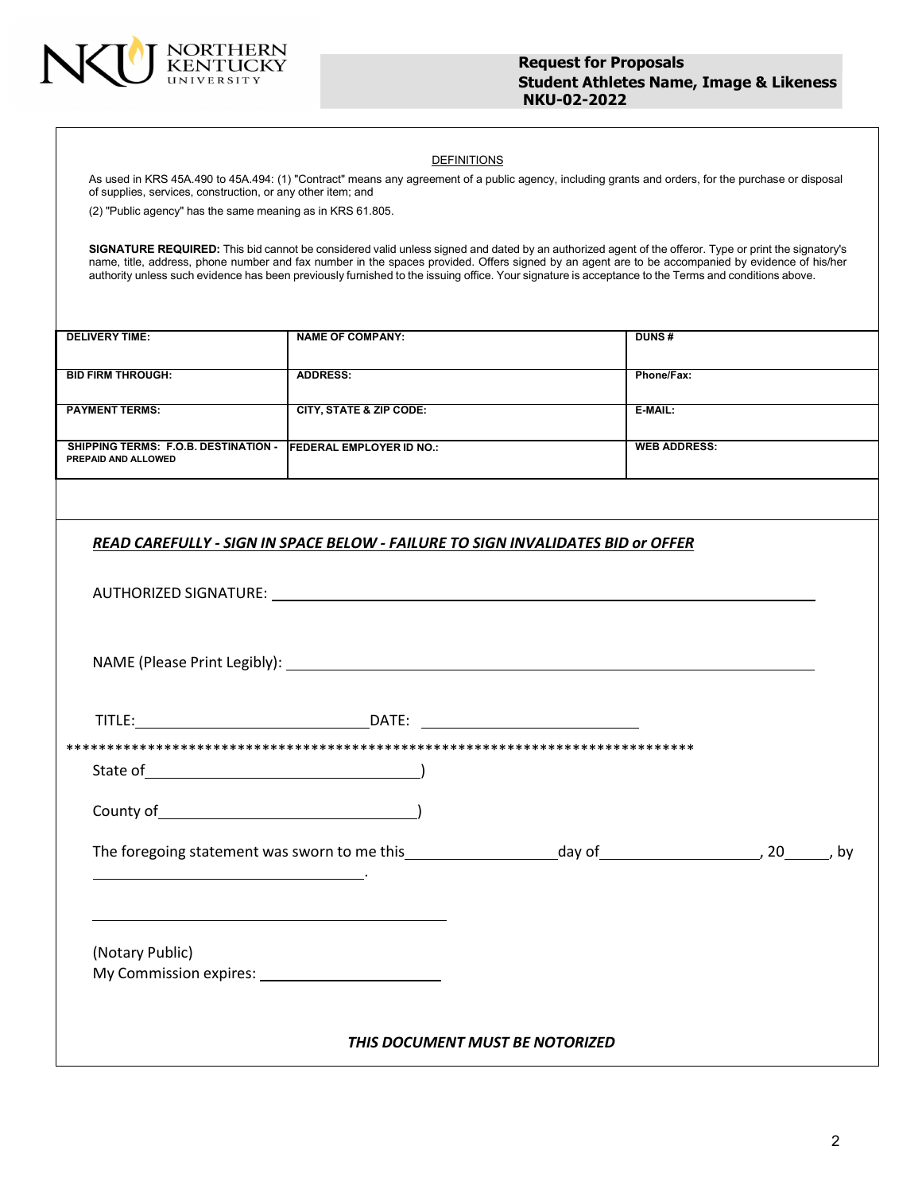DEFINITIONS

As used in KRS 45A.490 to 45A.494: (1) "Contract" means any agreement of a public agency, including grants and orders, for the purchase or disposal of supplies, services, construction, or any other item; and

(2) "Public agency" has the same meaning as in KRS 61.805.

**SIGNATURE REQUIRED:** This bid cannot be considered valid unless signed and dated by an authorized agent of the offeror. Type or print the signatory's name, title, address, phone number and fax number in the spaces provided. Offers signed by an agent are to be accompanied by evidence of his/her authority unless such evidence has been previously furnished to the issuing office. Your signature is acceptance to the Terms and conditions above.

| DELIVERY TIME: | NAME OF COMPANY: | DUNS # |
|---|---|---|
| BID FIRM THROUGH: | ADDRESS: | Phone/Fax: |
| PAYMENT TERMS: | CITY, STATE & ZIP CODE: | E-MAIL: |
| SHIPPING TERMS: F.O.B. DESTINATION - PREPAID AND ALLOWED | FEDERAL EMPLOYER ID NO.: | WEB ADDRESS: |

***READ CAREFULLY - SIGN IN SPACE BELOW - FAILURE TO SIGN INVALIDATES BID or OFFER***

AUTHORIZED SIGNATURE: ______________________________

NAME (Please Print Legibly): ______________________________

TITLE: ______________________ DATE: ______________________

******************************************************************************

State of ______________________)

County of ______________________)

The foregoing statement was sworn to me this ____________ day of ____________, 20____, by ______________________.

______________________________

(Notary Public)
My Commission expires: ______________________

***THIS DOCUMENT MUST BE NOTORIZED***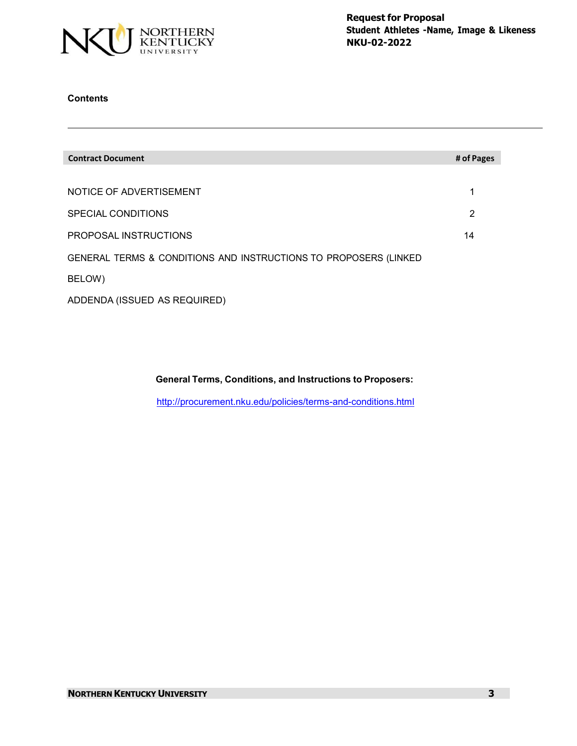**Contents**

| Contract Document | # of Pages |
| --- | --- |
| NOTICE OF ADVERTISEMENT | 1 |
| SPECIAL CONDITIONS | 2 |
| PROPOSAL INSTRUCTIONS | 14 |
| GENERAL TERMS & CONDITIONS AND INSTRUCTIONS TO PROPOSERS (LINKED BELOW) | |
| ADDENDA (ISSUED AS REQUIRED) | |

**General Terms, Conditions, and Instructions to Proposers:**

http://procurement.nku.edu/policies/terms-and-conditions.html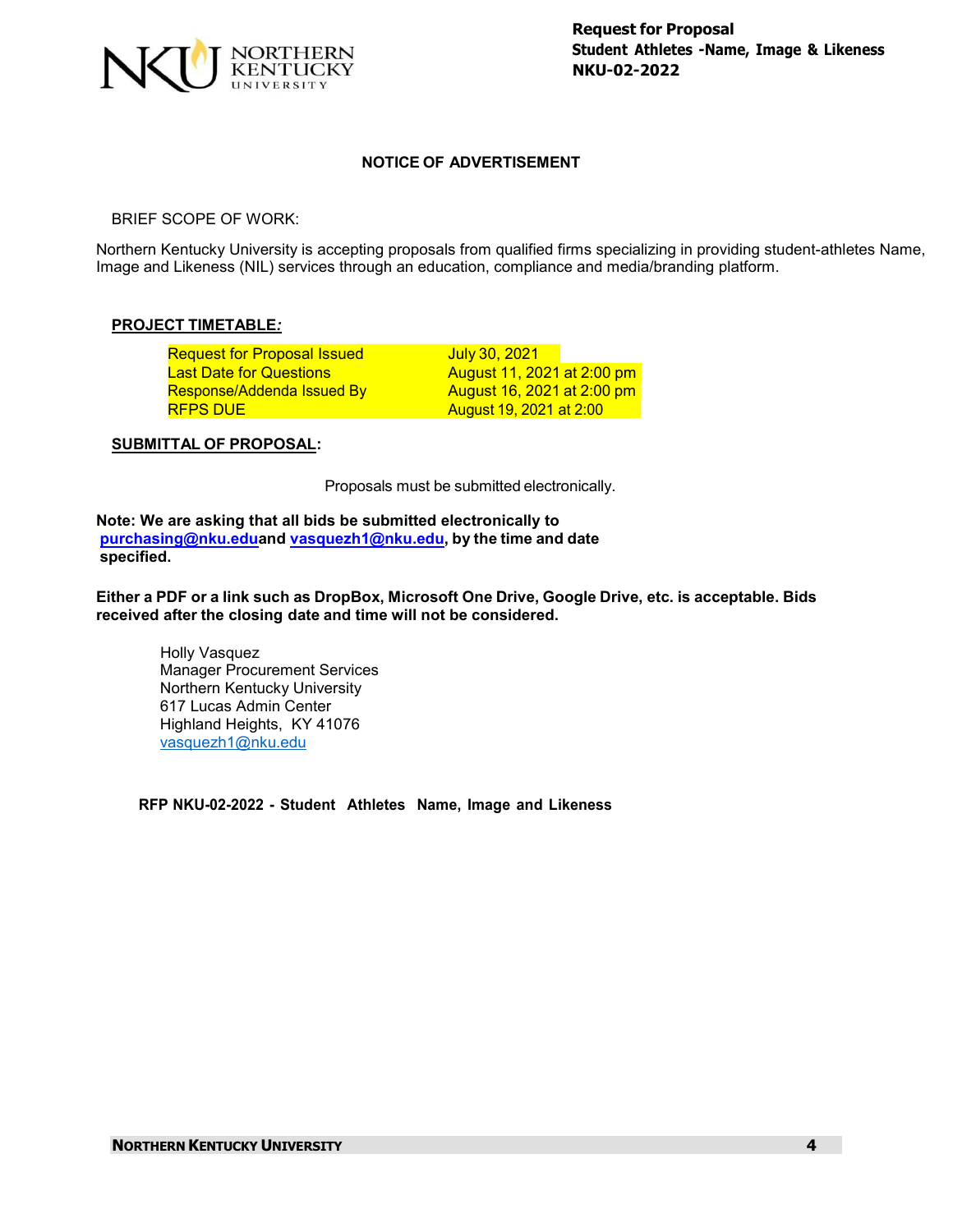## NOTICE OF ADVERTISEMENT

BRIEF SCOPE OF WORK:

Northern Kentucky University is accepting proposals from qualified firms specializing in providing student-athletes Name, Image and Likeness (NIL) services through an education, compliance and media/branding platform.

**PROJECT TIMETABLE:**

| | |
|---|---|
| Request for Proposal Issued | July 30, 2021 |
| Last Date for Questions | August 11, 2021 at 2:00 pm |
| Response/Addenda Issued By | August 16, 2021 at 2:00 pm |
| RFPS DUE | August 19, 2021 at 2:00 |

**SUBMITTAL OF PROPOSAL:**

Proposals must be submitted electronically.

**Note: We are asking that all bids be submitted electronically to purchasing@nku.edu and vasquezh1@nku.edu, by the time and date specified.**

**Either a PDF or a link such as DropBox, Microsoft One Drive, Google Drive, etc. is acceptable. Bids received after the closing date and time will not be considered.**

Holly Vasquez
Manager Procurement Services
Northern Kentucky University
617 Lucas Admin Center
Highland Heights, KY 41076
vasquezh1@nku.edu

**RFP NKU-02-2022 - Student Athletes Name, Image and Likeness**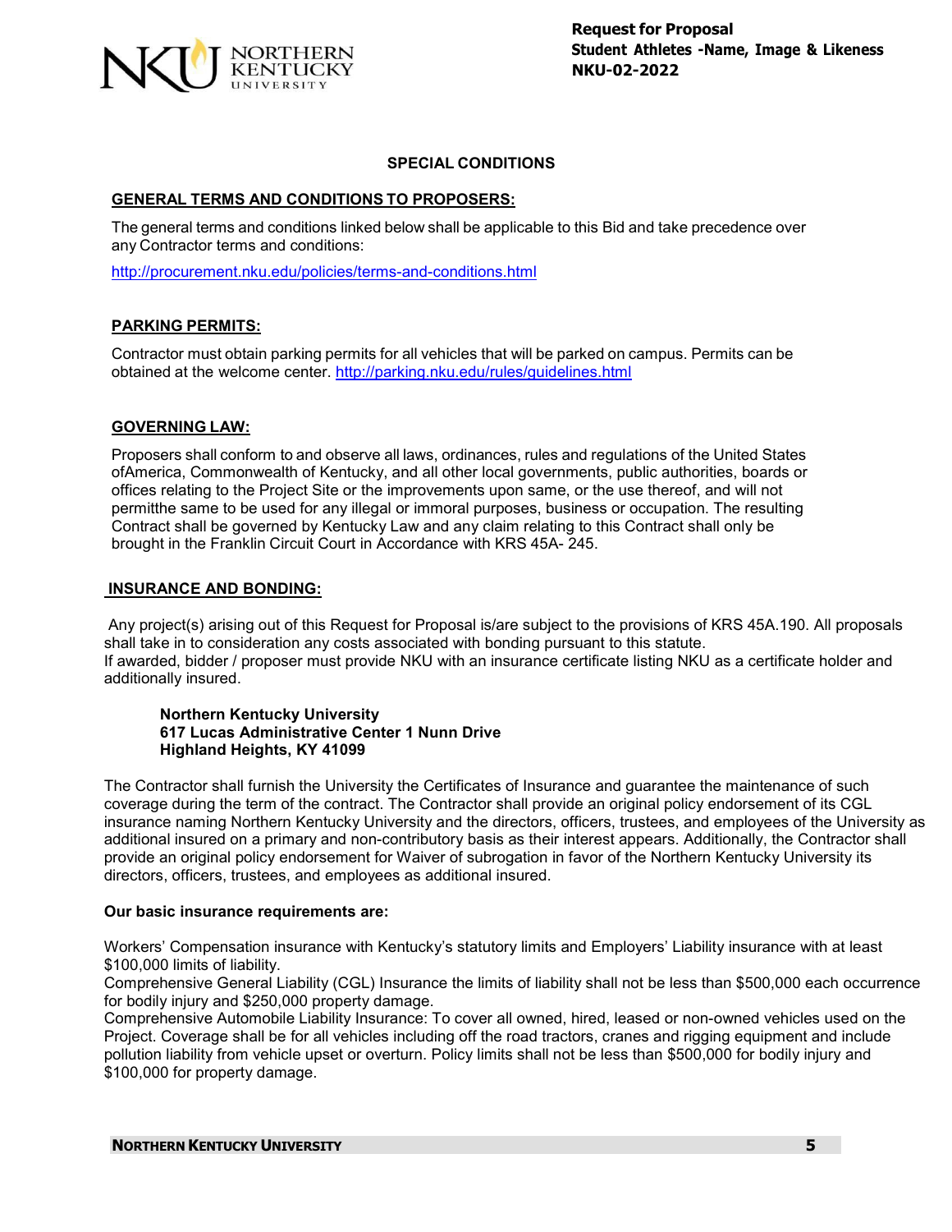## SPECIAL CONDITIONS

### GENERAL TERMS AND CONDITIONS TO PROPOSERS:

The general terms and conditions linked below shall be applicable to this Bid and take precedence over any Contractor terms and conditions:

http://procurement.nku.edu/policies/terms-and-conditions.html

### PARKING PERMITS:

Contractor must obtain parking permits for all vehicles that will be parked on campus. Permits can be obtained at the welcome center. http://parking.nku.edu/rules/guidelines.html

### GOVERNING LAW:

Proposers shall conform to and observe all laws, ordinances, rules and regulations of the United States ofAmerica, Commonwealth of Kentucky, and all other local governments, public authorities, boards or offices relating to the Project Site or the improvements upon same, or the use thereof, and will not permitthe same to be used for any illegal or immoral purposes, business or occupation. The resulting Contract shall be governed by Kentucky Law and any claim relating to this Contract shall only be brought in the Franklin Circuit Court in Accordance with KRS 45A- 245.

### INSURANCE AND BONDING:

Any project(s) arising out of this Request for Proposal is/are subject to the provisions of KRS 45A.190. All proposals shall take in to consideration any costs associated with bonding pursuant to this statute.
If awarded, bidder / proposer must provide NKU with an insurance certificate listing NKU as a certificate holder and additionally insured.

**Northern Kentucky University**
**617 Lucas Administrative Center 1 Nunn Drive**
**Highland Heights, KY 41099**

The Contractor shall furnish the University the Certificates of Insurance and guarantee the maintenance of such coverage during the term of the contract. The Contractor shall provide an original policy endorsement of its CGL insurance naming Northern Kentucky University and the directors, officers, trustees, and employees of the University as additional insured on a primary and non-contributory basis as their interest appears. Additionally, the Contractor shall provide an original policy endorsement for Waiver of subrogation in favor of the Northern Kentucky University its directors, officers, trustees, and employees as additional insured.

**Our basic insurance requirements are:**

Workers' Compensation insurance with Kentucky's statutory limits and Employers' Liability insurance with at least $100,000 limits of liability.
Comprehensive General Liability (CGL) Insurance the limits of liability shall not be less than $500,000 each occurrence for bodily injury and $250,000 property damage.
Comprehensive Automobile Liability Insurance: To cover all owned, hired, leased or non-owned vehicles used on the Project. Coverage shall be for all vehicles including off the road tractors, cranes and rigging equipment and include pollution liability from vehicle upset or overturn. Policy limits shall not be less than $500,000 for bodily injury and $100,000 for property damage.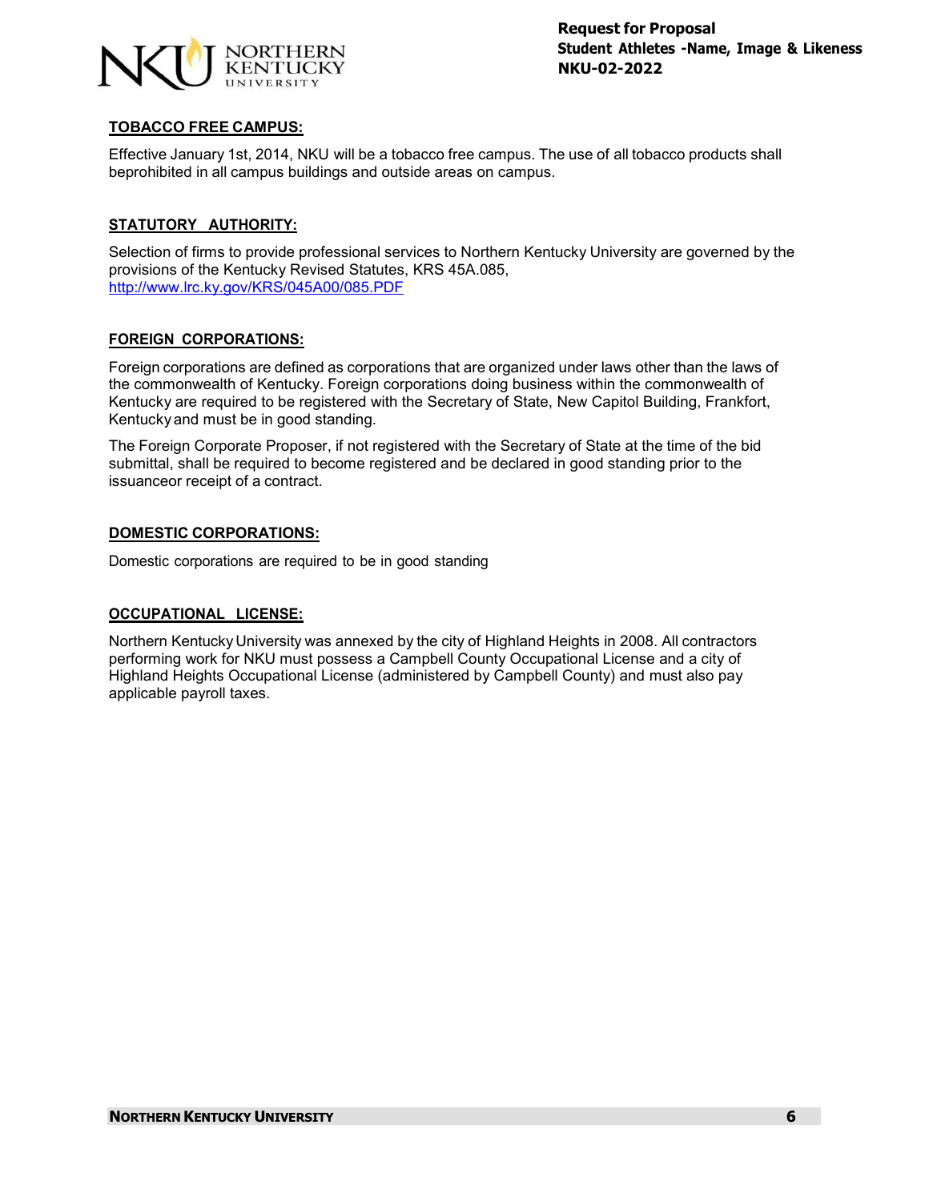## TOBACCO FREE CAMPUS:

Effective January 1st, 2014, NKU will be a tobacco free campus. The use of all tobacco products shall beprohibited in all campus buildings and outside areas on campus.

## STATUTORY AUTHORITY:

Selection of firms to provide professional services to Northern Kentucky University are governed by the provisions of the Kentucky Revised Statutes, KRS 45A.085, http://www.lrc.ky.gov/KRS/045A00/085.PDF

## FOREIGN CORPORATIONS:

Foreign corporations are defined as corporations that are organized under laws other than the laws of the commonwealth of Kentucky. Foreign corporations doing business within the commonwealth of Kentucky are required to be registered with the Secretary of State, New Capitol Building, Frankfort, Kentucky and must be in good standing.

The Foreign Corporate Proposer, if not registered with the Secretary of State at the time of the bid submittal, shall be required to become registered and be declared in good standing prior to the issuanceor receipt of a contract.

## DOMESTIC CORPORATIONS:

Domestic corporations are required to be in good standing

## OCCUPATIONAL LICENSE:

Northern Kentucky University was annexed by the city of Highland Heights in 2008. All contractors performing work for NKU must possess a Campbell County Occupational License and a city of Highland Heights Occupational License (administered by Campbell County) and must also pay applicable payroll taxes.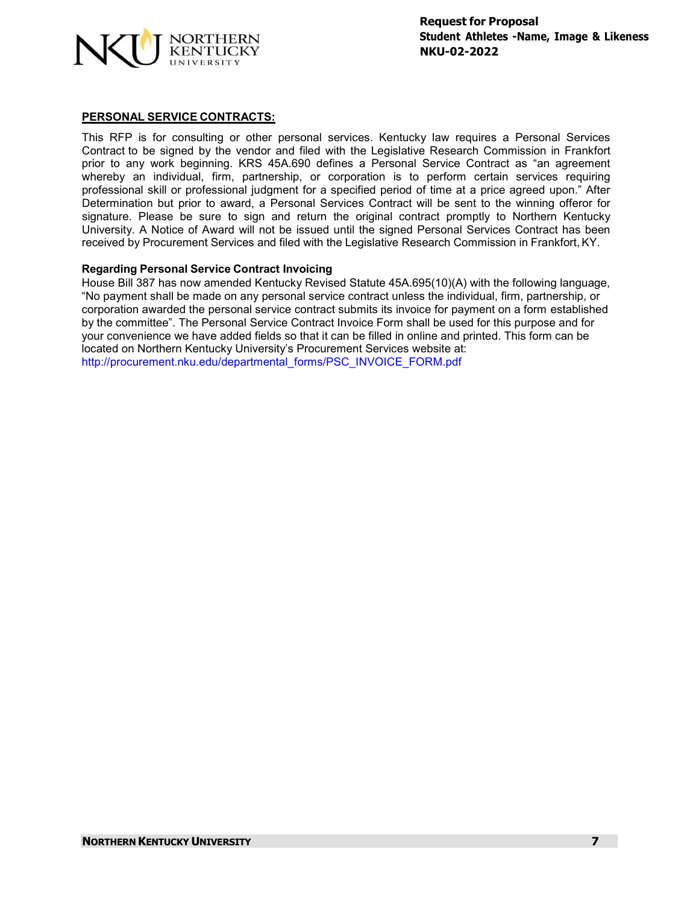## PERSONAL SERVICE CONTRACTS:

This RFP is for consulting or other personal services. Kentucky law requires a Personal Services Contract to be signed by the vendor and filed with the Legislative Research Commission in Frankfort prior to any work beginning. KRS 45A.690 defines a Personal Service Contract as "an agreement whereby an individual, firm, partnership, or corporation is to perform certain services requiring professional skill or professional judgment for a specified period of time at a price agreed upon." After Determination but prior to award, a Personal Services Contract will be sent to the winning offeror for signature. Please be sure to sign and return the original contract promptly to Northern Kentucky University. A Notice of Award will not be issued until the signed Personal Services Contract has been received by Procurement Services and filed with the Legislative Research Commission in Frankfort, KY.

**Regarding Personal Service Contract Invoicing**

House Bill 387 has now amended Kentucky Revised Statute 45A.695(10)(A) with the following language, "No payment shall be made on any personal service contract unless the individual, firm, partnership, or corporation awarded the personal service contract submits its invoice for payment on a form established by the committee". The Personal Service Contract Invoice Form shall be used for this purpose and for your convenience we have added fields so that it can be filled in online and printed. This form can be located on Northern Kentucky University's Procurement Services website at: http://procurement.nku.edu/departmental_forms/PSC_INVOICE_FORM.pdf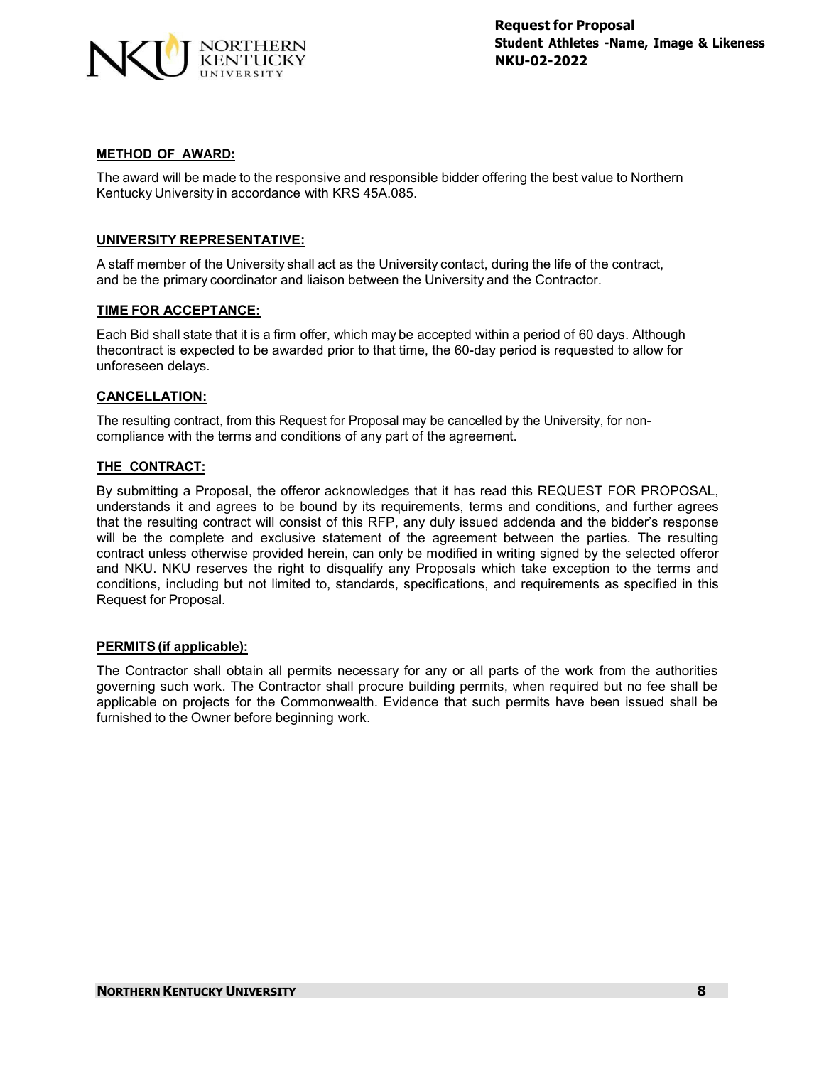### METHOD OF AWARD:

The award will be made to the responsive and responsible bidder offering the best value to Northern Kentucky University in accordance with KRS 45A.085.

### UNIVERSITY REPRESENTATIVE:

A staff member of the University shall act as the University contact, during the life of the contract, and be the primary coordinator and liaison between the University and the Contractor.

### TIME FOR ACCEPTANCE:

Each Bid shall state that it is a firm offer, which may be accepted within a period of 60 days. Although thecontract is expected to be awarded prior to that time, the 60-day period is requested to allow for unforeseen delays.

### CANCELLATION:

The resulting contract, from this Request for Proposal may be cancelled by the University, for non-compliance with the terms and conditions of any part of the agreement.

### THE CONTRACT:

By submitting a Proposal, the offeror acknowledges that it has read this REQUEST FOR PROPOSAL, understands it and agrees to be bound by its requirements, terms and conditions, and further agrees that the resulting contract will consist of this RFP, any duly issued addenda and the bidder's response will be the complete and exclusive statement of the agreement between the parties. The resulting contract unless otherwise provided herein, can only be modified in writing signed by the selected offeror and NKU. NKU reserves the right to disqualify any Proposals which take exception to the terms and conditions, including but not limited to, standards, specifications, and requirements as specified in this Request for Proposal.

### PERMITS (if applicable):

The Contractor shall obtain all permits necessary for any or all parts of the work from the authorities governing such work. The Contractor shall procure building permits, when required but no fee shall be applicable on projects for the Commonwealth. Evidence that such permits have been issued shall be furnished to the Owner before beginning work.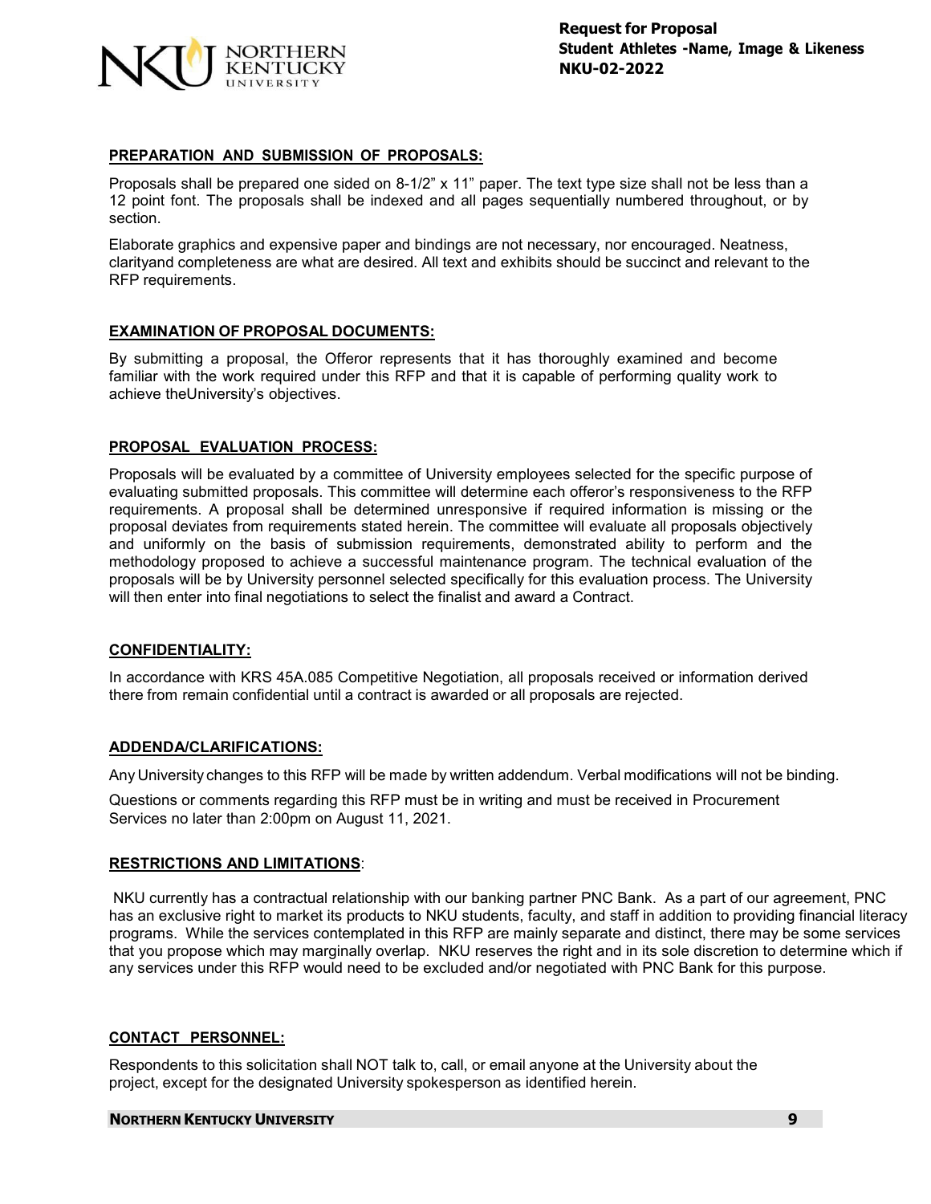**PREPARATION AND SUBMISSION OF PROPOSALS:**

Proposals shall be prepared one sided on 8-1/2" x 11" paper. The text type size shall not be less than a 12 point font. The proposals shall be indexed and all pages sequentially numbered throughout, or by section.

Elaborate graphics and expensive paper and bindings are not necessary, nor encouraged. Neatness, clarityand completeness are what are desired. All text and exhibits should be succinct and relevant to the RFP requirements.

**EXAMINATION OF PROPOSAL DOCUMENTS:**

By submitting a proposal, the Offeror represents that it has thoroughly examined and become familiar with the work required under this RFP and that it is capable of performing quality work to achieve theUniversity's objectives.

**PROPOSAL EVALUATION PROCESS:**

Proposals will be evaluated by a committee of University employees selected for the specific purpose of evaluating submitted proposals. This committee will determine each offeror's responsiveness to the RFP requirements. A proposal shall be determined unresponsive if required information is missing or the proposal deviates from requirements stated herein. The committee will evaluate all proposals objectively and uniformly on the basis of submission requirements, demonstrated ability to perform and the methodology proposed to achieve a successful maintenance program. The technical evaluation of the proposals will be by University personnel selected specifically for this evaluation process. The University will then enter into final negotiations to select the finalist and award a Contract.

**CONFIDENTIALITY:**

In accordance with KRS 45A.085 Competitive Negotiation, all proposals received or information derived there from remain confidential until a contract is awarded or all proposals are rejected.

**ADDENDA/CLARIFICATIONS:**

Any University changes to this RFP will be made by written addendum. Verbal modifications will not be binding.

Questions or comments regarding this RFP must be in writing and must be received in Procurement Services no later than 2:00pm on August 11, 2021.

**RESTRICTIONS AND LIMITATIONS**:

NKU currently has a contractual relationship with our banking partner PNC Bank. As a part of our agreement, PNC has an exclusive right to market its products to NKU students, faculty, and staff in addition to providing financial literacy programs. While the services contemplated in this RFP are mainly separate and distinct, there may be some services that you propose which may marginally overlap. NKU reserves the right and in its sole discretion to determine which if any services under this RFP would need to be excluded and/or negotiated with PNC Bank for this purpose.

**CONTACT PERSONNEL:**

Respondents to this solicitation shall NOT talk to, call, or email anyone at the University about the project, except for the designated University spokesperson as identified herein.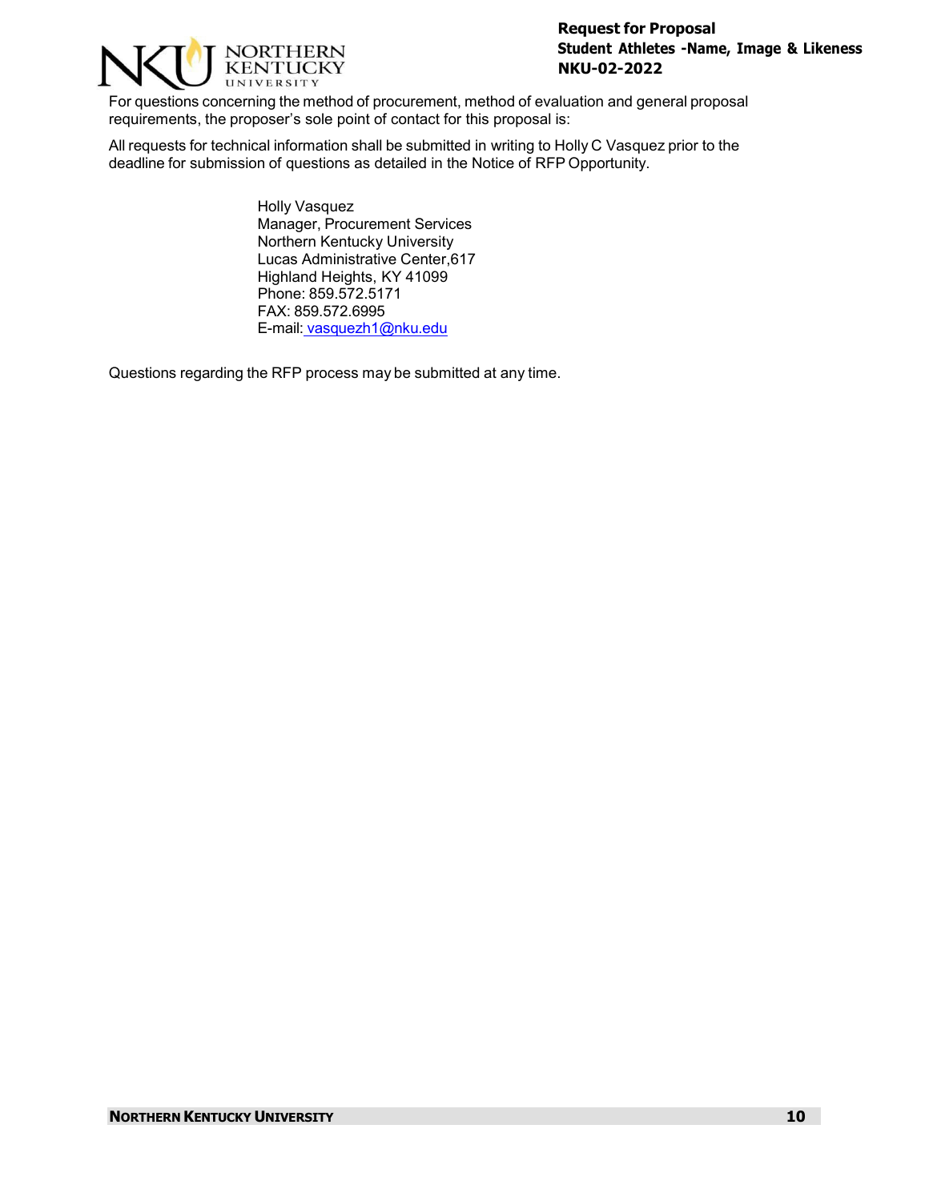For questions concerning the method of procurement, method of evaluation and general proposal requirements, the proposer's sole point of contact for this proposal is:

All requests for technical information shall be submitted in writing to Holly C Vasquez prior to the deadline for submission of questions as detailed in the Notice of RFP Opportunity.

Holly Vasquez
Manager, Procurement Services
Northern Kentucky University
Lucas Administrative Center,617
Highland Heights, KY 41099
Phone: 859.572.5171
FAX: 859.572.6995
E-mail: vasquezh1@nku.edu

Questions regarding the RFP process may be submitted at any time.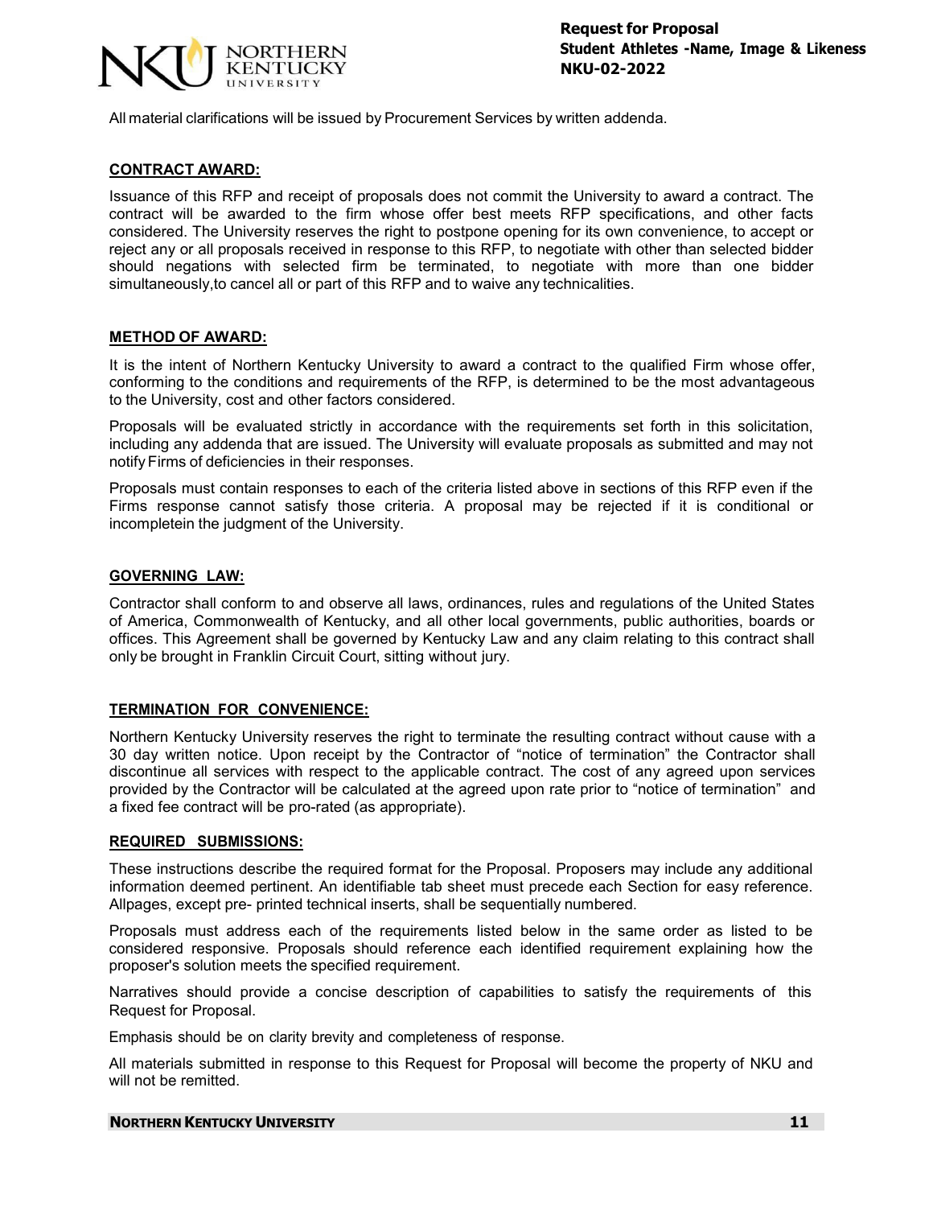All material clarifications will be issued by Procurement Services by written addenda.

## CONTRACT AWARD:

Issuance of this RFP and receipt of proposals does not commit the University to award a contract. The contract will be awarded to the firm whose offer best meets RFP specifications, and other facts considered. The University reserves the right to postpone opening for its own convenience, to accept or reject any or all proposals received in response to this RFP, to negotiate with other than selected bidder should negations with selected firm be terminated, to negotiate with more than one bidder simultaneously,to cancel all or part of this RFP and to waive any technicalities.

## METHOD OF AWARD:

It is the intent of Northern Kentucky University to award a contract to the qualified Firm whose offer, conforming to the conditions and requirements of the RFP, is determined to be the most advantageous to the University, cost and other factors considered.

Proposals will be evaluated strictly in accordance with the requirements set forth in this solicitation, including any addenda that are issued. The University will evaluate proposals as submitted and may not notify Firms of deficiencies in their responses.

Proposals must contain responses to each of the criteria listed above in sections of this RFP even if the Firms response cannot satisfy those criteria. A proposal may be rejected if it is conditional or incompletein the judgment of the University.

## GOVERNING LAW:

Contractor shall conform to and observe all laws, ordinances, rules and regulations of the United States of America, Commonwealth of Kentucky, and all other local governments, public authorities, boards or offices. This Agreement shall be governed by Kentucky Law and any claim relating to this contract shall only be brought in Franklin Circuit Court, sitting without jury.

## TERMINATION FOR CONVENIENCE:

Northern Kentucky University reserves the right to terminate the resulting contract without cause with a 30 day written notice. Upon receipt by the Contractor of "notice of termination" the Contractor shall discontinue all services with respect to the applicable contract. The cost of any agreed upon services provided by the Contractor will be calculated at the agreed upon rate prior to "notice of termination" and a fixed fee contract will be pro-rated (as appropriate).

## REQUIRED SUBMISSIONS:

These instructions describe the required format for the Proposal. Proposers may include any additional information deemed pertinent. An identifiable tab sheet must precede each Section for easy reference. Allpages, except pre- printed technical inserts, shall be sequentially numbered.

Proposals must address each of the requirements listed below in the same order as listed to be considered responsive. Proposals should reference each identified requirement explaining how the proposer's solution meets the specified requirement.

Narratives should provide a concise description of capabilities to satisfy the requirements of this Request for Proposal.

Emphasis should be on clarity brevity and completeness of response.

All materials submitted in response to this Request for Proposal will become the property of NKU and will not be remitted.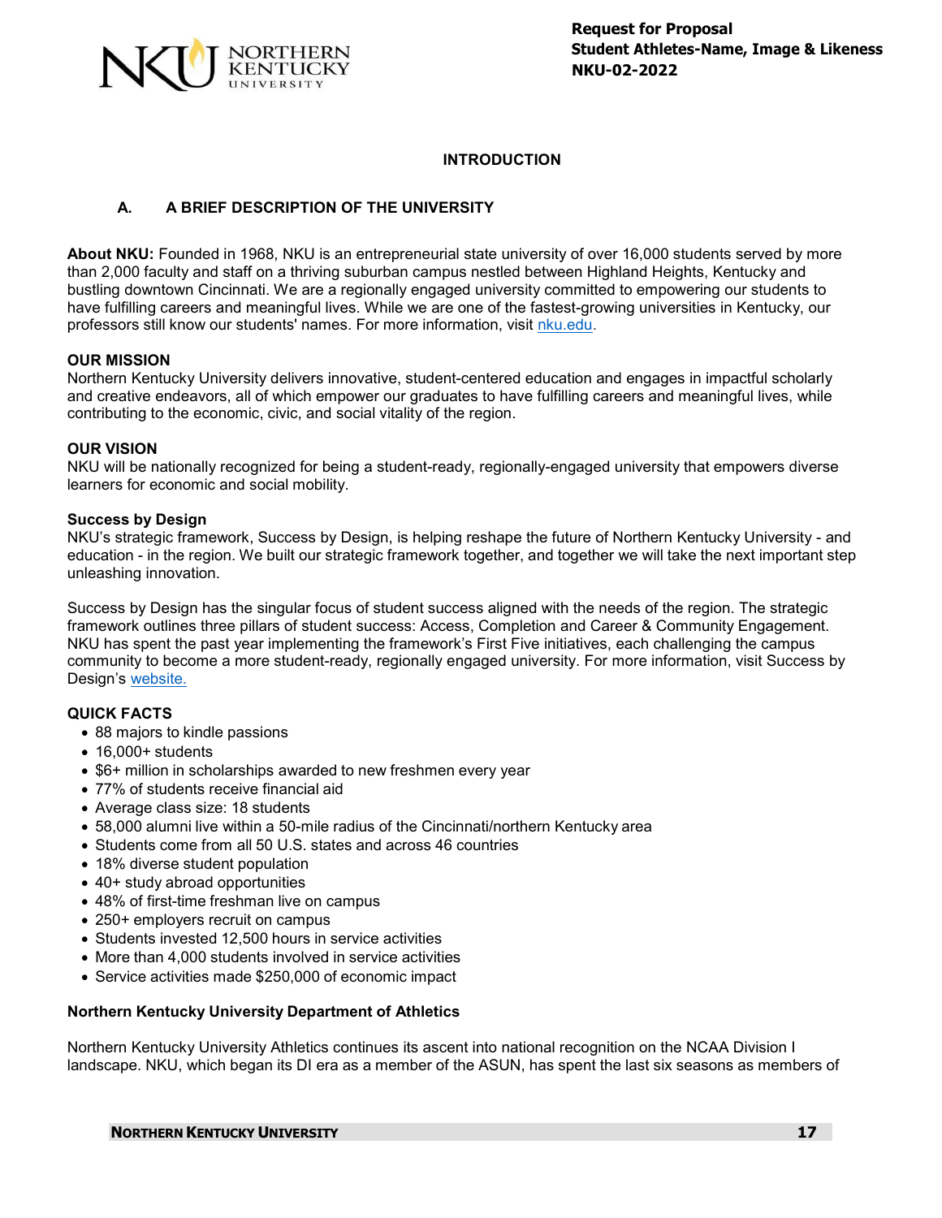## INTRODUCTION

### A. A BRIEF DESCRIPTION OF THE UNIVERSITY

**About NKU:** Founded in 1968, NKU is an entrepreneurial state university of over 16,000 students served by more than 2,000 faculty and staff on a thriving suburban campus nestled between Highland Heights, Kentucky and bustling downtown Cincinnati. We are a regionally engaged university committed to empowering our students to have fulfilling careers and meaningful lives. While we are one of the fastest-growing universities in Kentucky, our professors still know our students' names. For more information, visit nku.edu.

**OUR MISSION**
Northern Kentucky University delivers innovative, student-centered education and engages in impactful scholarly and creative endeavors, all of which empower our graduates to have fulfilling careers and meaningful lives, while contributing to the economic, civic, and social vitality of the region.

**OUR VISION**
NKU will be nationally recognized for being a student-ready, regionally-engaged university that empowers diverse learners for economic and social mobility.

**Success by Design**
NKU's strategic framework, Success by Design, is helping reshape the future of Northern Kentucky University - and education - in the region. We built our strategic framework together, and together we will take the next important step unleashing innovation.

Success by Design has the singular focus of student success aligned with the needs of the region. The strategic framework outlines three pillars of student success: Access, Completion and Career & Community Engagement. NKU has spent the past year implementing the framework's First Five initiatives, each challenging the campus community to become a more student-ready, regionally engaged university. For more information, visit Success by Design's website.

**QUICK FACTS**

- 88 majors to kindle passions
- 16,000+ students
- $6+ million in scholarships awarded to new freshmen every year
- 77% of students receive financial aid
- Average class size: 18 students
- 58,000 alumni live within a 50-mile radius of the Cincinnati/northern Kentucky area
- Students come from all 50 U.S. states and across 46 countries
- 18% diverse student population
- 40+ study abroad opportunities
- 48% of first-time freshman live on campus
- 250+ employers recruit on campus
- Students invested 12,500 hours in service activities
- More than 4,000 students involved in service activities
- Service activities made $250,000 of economic impact

**Northern Kentucky University Department of Athletics**

Northern Kentucky University Athletics continues its ascent into national recognition on the NCAA Division I landscape. NKU, which began its DI era as a member of the ASUN, has spent the last six seasons as members of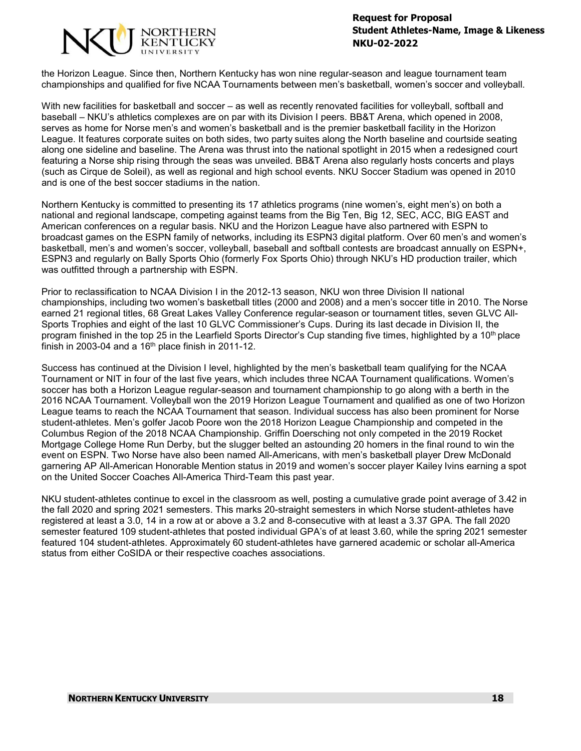the Horizon League. Since then, Northern Kentucky has won nine regular-season and league tournament team championships and qualified for five NCAA Tournaments between men's basketball, women's soccer and volleyball.

With new facilities for basketball and soccer – as well as recently renovated facilities for volleyball, softball and baseball – NKU's athletics complexes are on par with its Division I peers. BB&T Arena, which opened in 2008, serves as home for Norse men's and women's basketball and is the premier basketball facility in the Horizon League. It features corporate suites on both sides, two party suites along the North baseline and courtside seating along one sideline and baseline. The Arena was thrust into the national spotlight in 2015 when a redesigned court featuring a Norse ship rising through the seas was unveiled. BB&T Arena also regularly hosts concerts and plays (such as Cirque de Soleil), as well as regional and high school events. NKU Soccer Stadium was opened in 2010 and is one of the best soccer stadiums in the nation.

Northern Kentucky is committed to presenting its 17 athletics programs (nine women's, eight men's) on both a national and regional landscape, competing against teams from the Big Ten, Big 12, SEC, ACC, BIG EAST and American conferences on a regular basis. NKU and the Horizon League have also partnered with ESPN to broadcast games on the ESPN family of networks, including its ESPN3 digital platform. Over 60 men's and women's basketball, men's and women's soccer, volleyball, baseball and softball contests are broadcast annually on ESPN+, ESPN3 and regularly on Bally Sports Ohio (formerly Fox Sports Ohio) through NKU's HD production trailer, which was outfitted through a partnership with ESPN.

Prior to reclassification to NCAA Division I in the 2012-13 season, NKU won three Division II national championships, including two women's basketball titles (2000 and 2008) and a men's soccer title in 2010. The Norse earned 21 regional titles, 68 Great Lakes Valley Conference regular-season or tournament titles, seven GLVC All-Sports Trophies and eight of the last 10 GLVC Commissioner's Cups. During its last decade in Division II, the program finished in the top 25 in the Learfield Sports Director's Cup standing five times, highlighted by a 10th place finish in 2003-04 and a 16th place finish in 2011-12.

Success has continued at the Division I level, highlighted by the men's basketball team qualifying for the NCAA Tournament or NIT in four of the last five years, which includes three NCAA Tournament qualifications. Women's soccer has both a Horizon League regular-season and tournament championship to go along with a berth in the 2016 NCAA Tournament. Volleyball won the 2019 Horizon League Tournament and qualified as one of two Horizon League teams to reach the NCAA Tournament that season. Individual success has also been prominent for Norse student-athletes. Men's golfer Jacob Poore won the 2018 Horizon League Championship and competed in the Columbus Region of the 2018 NCAA Championship. Griffin Doersching not only competed in the 2019 Rocket Mortgage College Home Run Derby, but the slugger belted an astounding 20 homers in the final round to win the event on ESPN. Two Norse have also been named All-Americans, with men's basketball player Drew McDonald garnering AP All-American Honorable Mention status in 2019 and women's soccer player Kailey Ivins earning a spot on the United Soccer Coaches All-America Third-Team this past year.

NKU student-athletes continue to excel in the classroom as well, posting a cumulative grade point average of 3.42 in the fall 2020 and spring 2021 semesters. This marks 20-straight semesters in which Norse student-athletes have registered at least a 3.0, 14 in a row at or above a 3.2 and 8-consecutive with at least a 3.37 GPA. The fall 2020 semester featured 109 student-athletes that posted individual GPA's of at least 3.60, while the spring 2021 semester featured 104 student-athletes. Approximately 60 student-athletes have garnered academic or scholar all-America status from either CoSIDA or their respective coaches associations.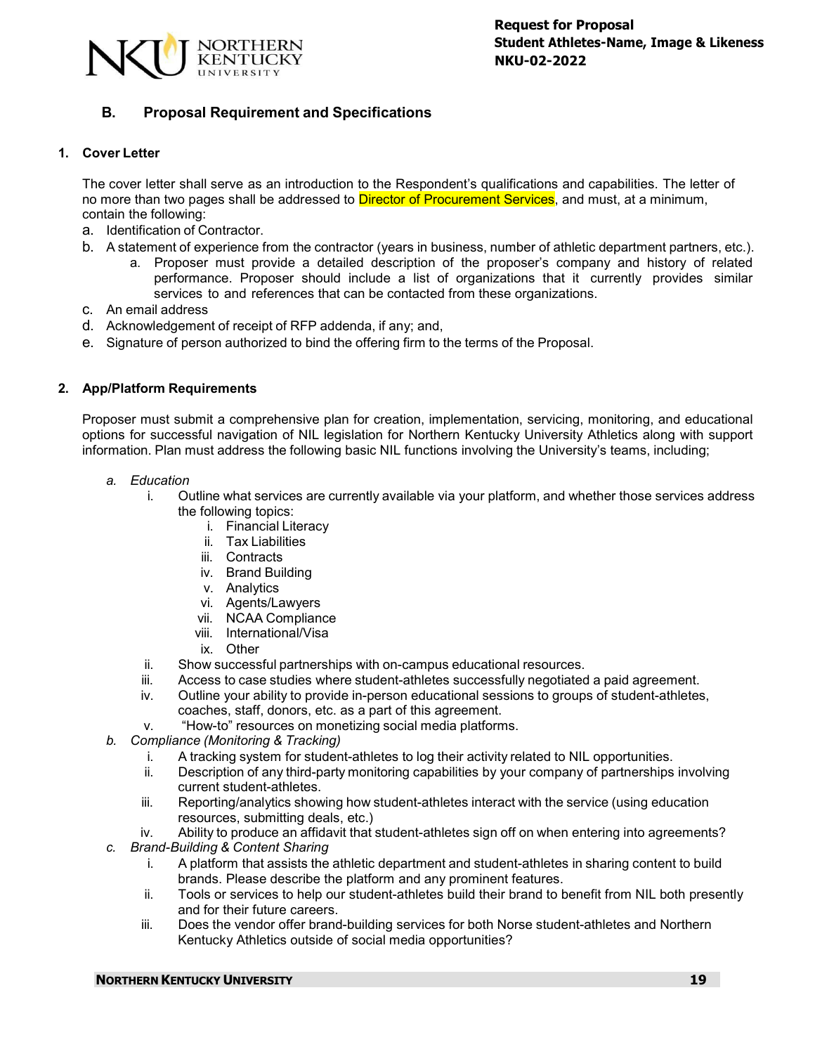## B. Proposal Requirement and Specifications

### 1. Cover Letter

The cover letter shall serve as an introduction to the Respondent's qualifications and capabilities. The letter of no more than two pages shall be addressed to Director of Procurement Services, and must, at a minimum, contain the following:

a. Identification of Contractor.

b. A statement of experience from the contractor (years in business, number of athletic department partners, etc.).

   a. Proposer must provide a detailed description of the proposer's company and history of related performance. Proposer should include a list of organizations that it currently provides similar services to and references that can be contacted from these organizations.

c. An email address

d. Acknowledgement of receipt of RFP addenda, if any; and,

e. Signature of person authorized to bind the offering firm to the terms of the Proposal.

### 2. App/Platform Requirements

Proposer must submit a comprehensive plan for creation, implementation, servicing, monitoring, and educational options for successful navigation of NIL legislation for Northern Kentucky University Athletics along with support information. Plan must address the following basic NIL functions involving the University's teams, including;

*a. Education*

   i. Outline what services are currently available via your platform, and whether those services address the following topics:
      i. Financial Literacy
      ii. Tax Liabilities
      iii. Contracts
      iv. Brand Building
      v. Analytics
      vi. Agents/Lawyers
      vii. NCAA Compliance
      viii. International/Visa
      ix. Other

   ii. Show successful partnerships with on-campus educational resources.

   iii. Access to case studies where student-athletes successfully negotiated a paid agreement.

   iv. Outline your ability to provide in-person educational sessions to groups of student-athletes, coaches, staff, donors, etc. as a part of this agreement.

   v. "How-to" resources on monetizing social media platforms.

*b. Compliance (Monitoring & Tracking)*

   i. A tracking system for student-athletes to log their activity related to NIL opportunities.

   ii. Description of any third-party monitoring capabilities by your company of partnerships involving current student-athletes.

   iii. Reporting/analytics showing how student-athletes interact with the service (using education resources, submitting deals, etc.)

   iv. Ability to produce an affidavit that student-athletes sign off on when entering into agreements?

*c. Brand-Building & Content Sharing*

   i. A platform that assists the athletic department and student-athletes in sharing content to build brands. Please describe the platform and any prominent features.

   ii. Tools or services to help our student-athletes build their brand to benefit from NIL both presently and for their future careers.

   iii. Does the vendor offer brand-building services for both Norse student-athletes and Northern Kentucky Athletics outside of social media opportunities?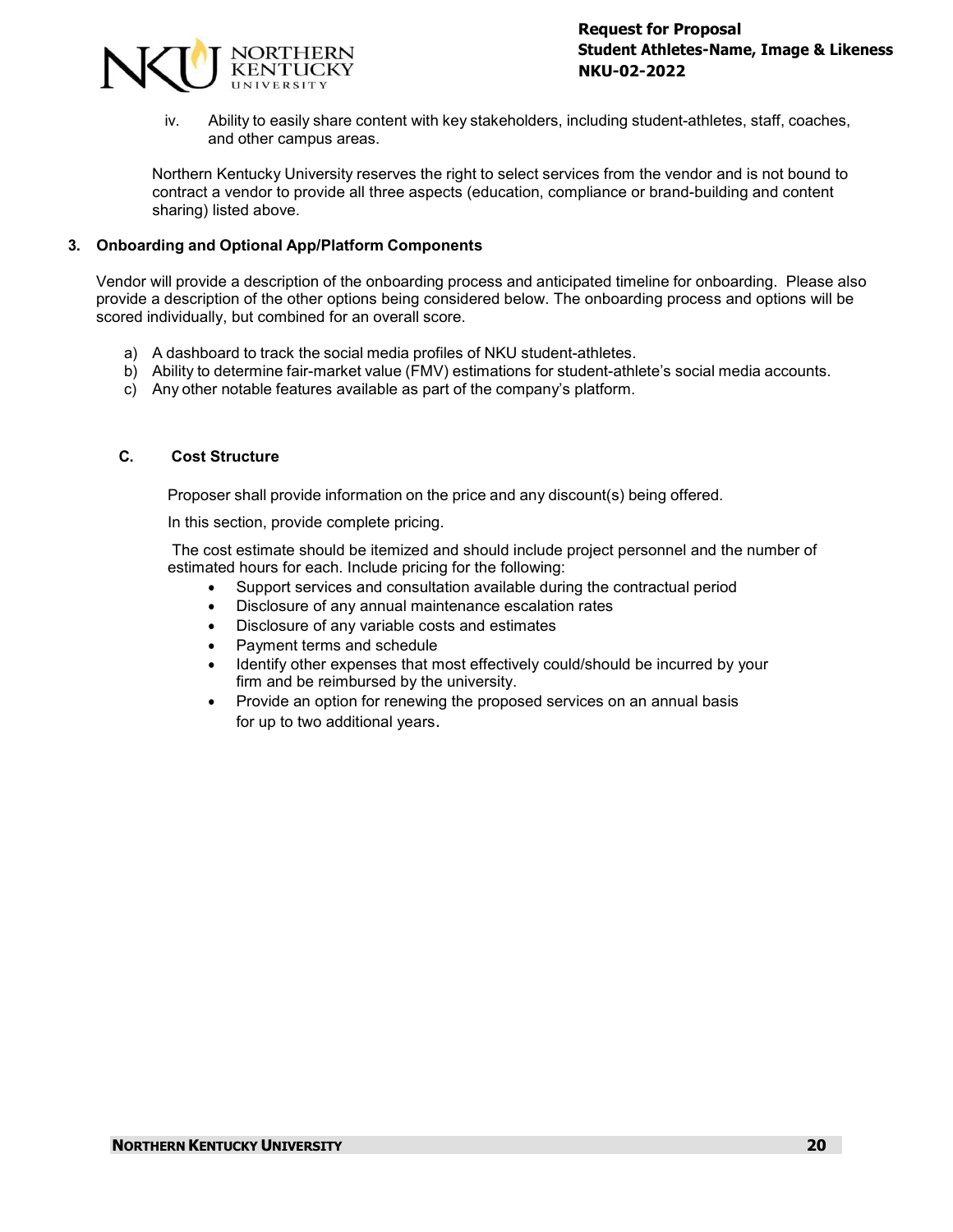iv. Ability to easily share content with key stakeholders, including student-athletes, staff, coaches, and other campus areas.

Northern Kentucky University reserves the right to select services from the vendor and is not bound to contract a vendor to provide all three aspects (education, compliance or brand-building and content sharing) listed above.

**3. Onboarding and Optional App/Platform Components**

Vendor will provide a description of the onboarding process and anticipated timeline for onboarding. Please also provide a description of the other options being considered below. The onboarding process and options will be scored individually, but combined for an overall score.

a) A dashboard to track the social media profiles of NKU student-athletes.
b) Ability to determine fair-market value (FMV) estimations for student-athlete's social media accounts.
c) Any other notable features available as part of the company's platform.

## C. Cost Structure

Proposer shall provide information on the price and any discount(s) being offered.

In this section, provide complete pricing.

The cost estimate should be itemized and should include project personnel and the number of estimated hours for each. Include pricing for the following:

- Support services and consultation available during the contractual period
- Disclosure of any annual maintenance escalation rates
- Disclosure of any variable costs and estimates
- Payment terms and schedule
- Identify other expenses that most effectively could/should be incurred by your firm and be reimbursed by the university.
- Provide an option for renewing the proposed services on an annual basis for up to two additional years.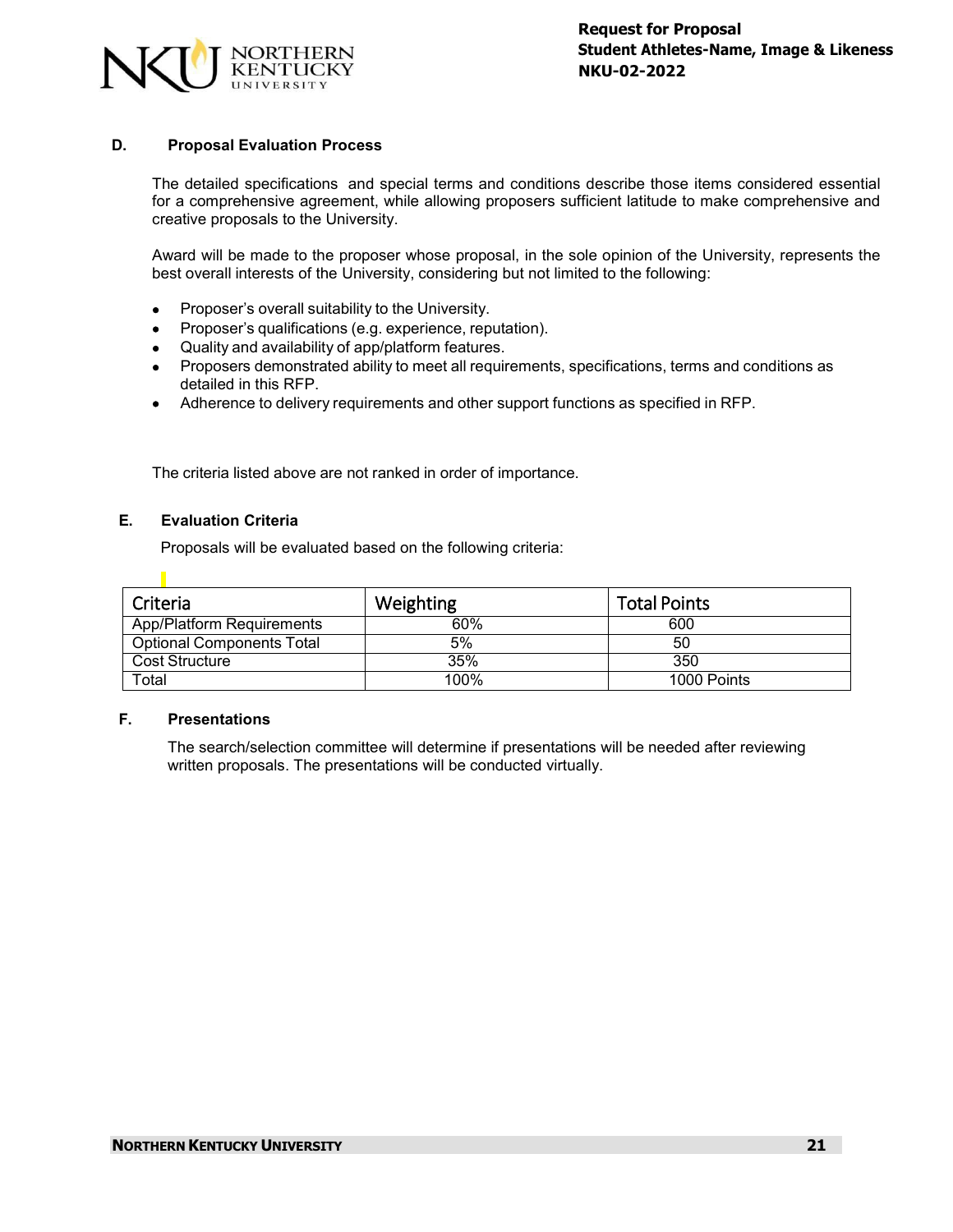## D. Proposal Evaluation Process

The detailed specifications and special terms and conditions describe those items considered essential for a comprehensive agreement, while allowing proposers sufficient latitude to make comprehensive and creative proposals to the University.

Award will be made to the proposer whose proposal, in the sole opinion of the University, represents the best overall interests of the University, considering but not limited to the following:

- Proposer's overall suitability to the University.
- Proposer's qualifications (e.g. experience, reputation).
- Quality and availability of app/platform features.
- Proposers demonstrated ability to meet all requirements, specifications, terms and conditions as detailed in this RFP.
- Adherence to delivery requirements and other support functions as specified in RFP.

The criteria listed above are not ranked in order of importance.

## E. Evaluation Criteria

Proposals will be evaluated based on the following criteria:

| Criteria | Weighting | Total Points |
|---|---|---|
| App/Platform Requirements | 60% | 600 |
| Optional Components Total | 5% | 50 |
| Cost Structure | 35% | 350 |
| Total | 100% | 1000 Points |

## F. Presentations

The search/selection committee will determine if presentations will be needed after reviewing written proposals. The presentations will be conducted virtually.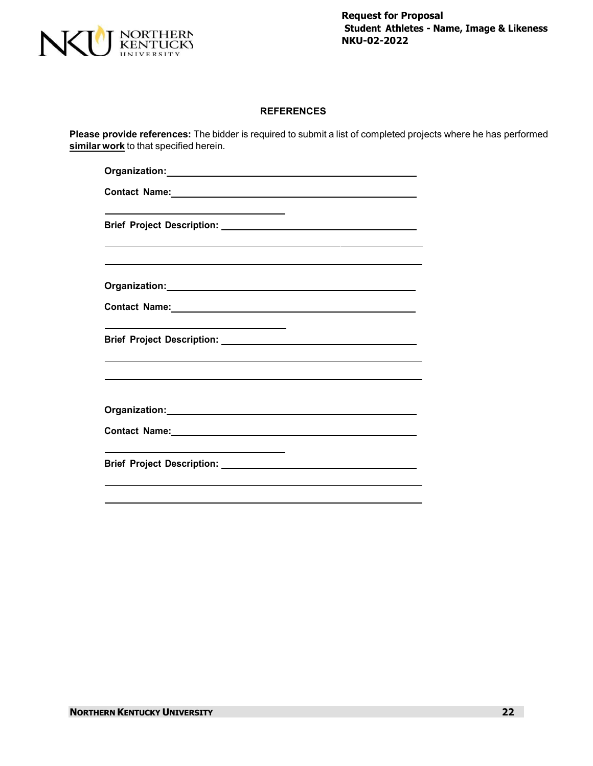## REFERENCES

**Please provide references:** The bidder is required to submit a list of completed projects where he has performed **similar work** to that specified herein.

**Organization:** ______________________________

**Contact Name:** ______________________________

______________________________

**Brief Project Description:** ______________________________

______________________________

______________________________

**Organization:** ______________________________

**Contact Name:** ______________________________

______________________________

**Brief Project Description:** ______________________________

______________________________

______________________________

**Organization:** ______________________________

**Contact Name:** ______________________________

______________________________

**Brief Project Description:** ______________________________

______________________________

______________________________